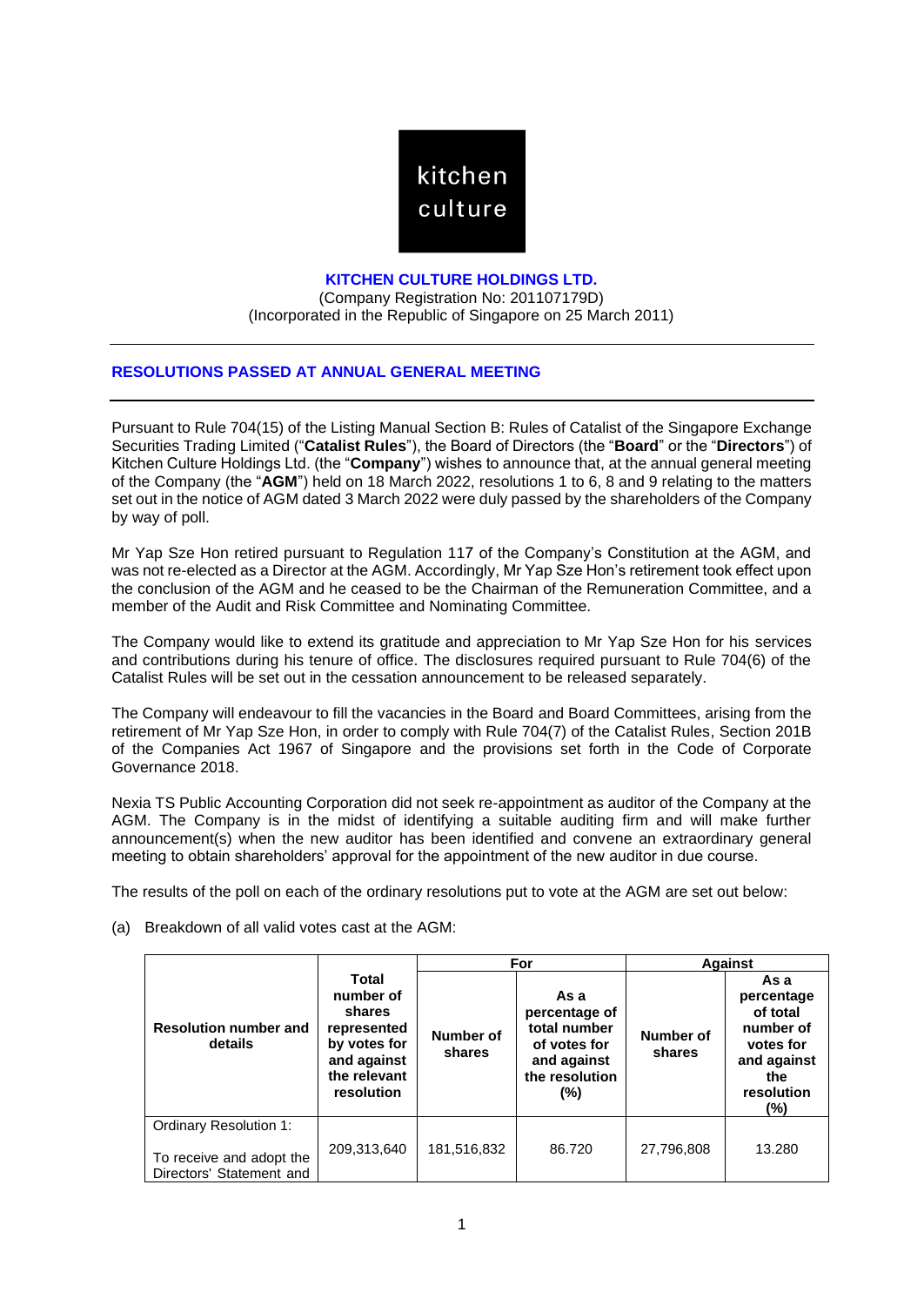kitchen culture

**KITCHEN CULTURE HOLDINGS LTD.**
(Company Registration No: 201107179D)
(Incorporated in the Republic of Singapore on 25 March 2011)

## RESOLUTIONS PASSED AT ANNUAL GENERAL MEETING

Pursuant to Rule 704(15) of the Listing Manual Section B: Rules of Catalist of the Singapore Exchange Securities Trading Limited ("**Catalist Rules**"), the Board of Directors (the "**Board**" or the "**Directors**") of Kitchen Culture Holdings Ltd. (the "**Company**") wishes to announce that, at the annual general meeting of the Company (the "**AGM**") held on 18 March 2022, resolutions 1 to 6, 8 and 9 relating to the matters set out in the notice of AGM dated 3 March 2022 were duly passed by the shareholders of the Company by way of poll.

Mr Yap Sze Hon retired pursuant to Regulation 117 of the Company's Constitution at the AGM, and was not re-elected as a Director at the AGM. Accordingly, Mr Yap Sze Hon's retirement took effect upon the conclusion of the AGM and he ceased to be the Chairman of the Remuneration Committee, and a member of the Audit and Risk Committee and Nominating Committee.

The Company would like to extend its gratitude and appreciation to Mr Yap Sze Hon for his services and contributions during his tenure of office. The disclosures required pursuant to Rule 704(6) of the Catalist Rules will be set out in the cessation announcement to be released separately.

The Company will endeavour to fill the vacancies in the Board and Board Committees, arising from the retirement of Mr Yap Sze Hon, in order to comply with Rule 704(7) of the Catalist Rules, Section 201B of the Companies Act 1967 of Singapore and the provisions set forth in the Code of Corporate Governance 2018.

Nexia TS Public Accounting Corporation did not seek re-appointment as auditor of the Company at the AGM. The Company is in the midst of identifying a suitable auditing firm and will make further announcement(s) when the new auditor has been identified and convene an extraordinary general meeting to obtain shareholders' approval for the appointment of the new auditor in due course.

The results of the poll on each of the ordinary resolutions put to vote at the AGM are set out below:

(a) Breakdown of all valid votes cast at the AGM:

| Resolution number and details | Total number of shares represented by votes for and against the relevant resolution | For | | Against | |
|---|---|---|---|---|---|
| | | Number of shares | As a percentage of total number of votes for and against the resolution (%) | Number of shares | As a percentage of total number of votes for and against the resolution (%) |
| Ordinary Resolution 1:<br><br>To receive and adopt the Directors' Statement and | 209,313,640 | 181,516,832 | 86.720 | 27,796,808 | 13.280 |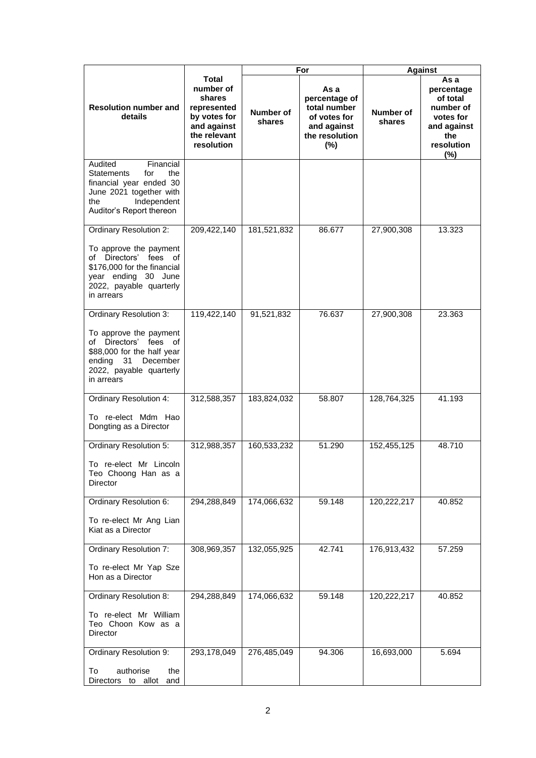| Resolution number and details | Total number of shares represented by votes for and against the relevant resolution | For | | Against | |
|---|---|---|---|---|---|
| | | Number of shares | As a percentage of total number of votes for and against the resolution (%) | Number of shares | As a percentage of total number of votes for and against the resolution (%) |
| Audited Financial Statements for the financial year ended 30 June 2021 together with the Independent Auditor's Report thereon | | | | | |
| Ordinary Resolution 2: To approve the payment of Directors' fees of $176,000 for the financial year ending 30 June 2022, payable quarterly in arrears | 209,422,140 | 181,521,832 | 86.677 | 27,900,308 | 13.323 |
| Ordinary Resolution 3: To approve the payment of Directors' fees of $88,000 for the half year ending 31 December 2022, payable quarterly in arrears | 119,422,140 | 91,521,832 | 76.637 | 27,900,308 | 23.363 |
| Ordinary Resolution 4: To re-elect Mdm Hao Dongting as a Director | 312,588,357 | 183,824,032 | 58.807 | 128,764,325 | 41.193 |
| Ordinary Resolution 5: To re-elect Mr Lincoln Teo Choong Han as a Director | 312,988,357 | 160,533,232 | 51.290 | 152,455,125 | 48.710 |
| Ordinary Resolution 6: To re-elect Mr Ang Lian Kiat as a Director | 294,288,849 | 174,066,632 | 59.148 | 120,222,217 | 40.852 |
| Ordinary Resolution 7: To re-elect Mr Yap Sze Hon as a Director | 308,969,357 | 132,055,925 | 42.741 | 176,913,432 | 57.259 |
| Ordinary Resolution 8: To re-elect Mr William Teo Choon Kow as a Director | 294,288,849 | 174,066,632 | 59.148 | 120,222,217 | 40.852 |
| Ordinary Resolution 9: To authorise the Directors to allot and | 293,178,049 | 276,485,049 | 94.306 | 16,693,000 | 5.694 |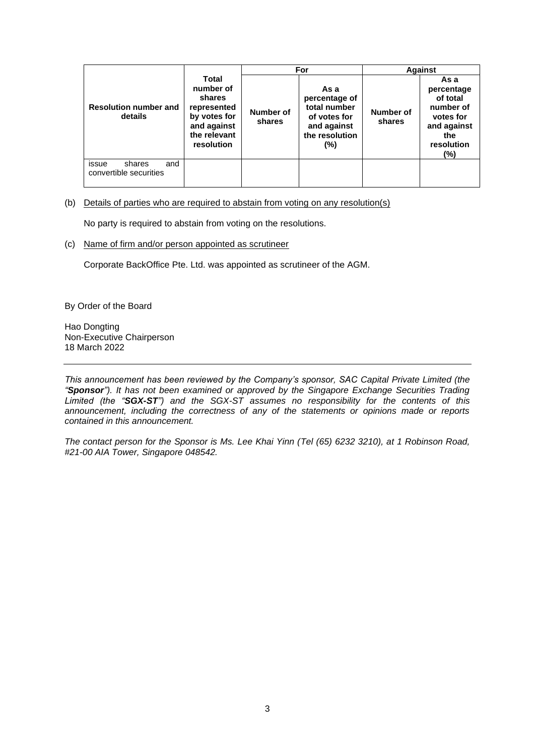| Resolution number and details | Total number of shares represented by votes for and against the relevant resolution | For | | Against | |
|---|---|---|---|---|---|
| | | Number of shares | As a percentage of total number of votes for and against the resolution (%) | Number of shares | As a percentage of total number of votes for and against the resolution (%) |
| issue shares and convertible securities | | | | | |

(b) Details of parties who are required to abstain from voting on any resolution(s)

No party is required to abstain from voting on the resolutions.

(c) Name of firm and/or person appointed as scrutineer

Corporate BackOffice Pte. Ltd. was appointed as scrutineer of the AGM.

By Order of the Board

Hao Dongting
Non-Executive Chairperson
18 March 2022

---

*This announcement has been reviewed by the Company's sponsor, SAC Capital Private Limited (the "**Sponsor**"). It has not been examined or approved by the Singapore Exchange Securities Trading Limited (the "**SGX-ST**") and the SGX-ST assumes no responsibility for the contents of this announcement, including the correctness of any of the statements or opinions made or reports contained in this announcement.*

*The contact person for the Sponsor is Ms. Lee Khai Yinn (Tel (65) 6232 3210), at 1 Robinson Road, #21-00 AIA Tower, Singapore 048542.*